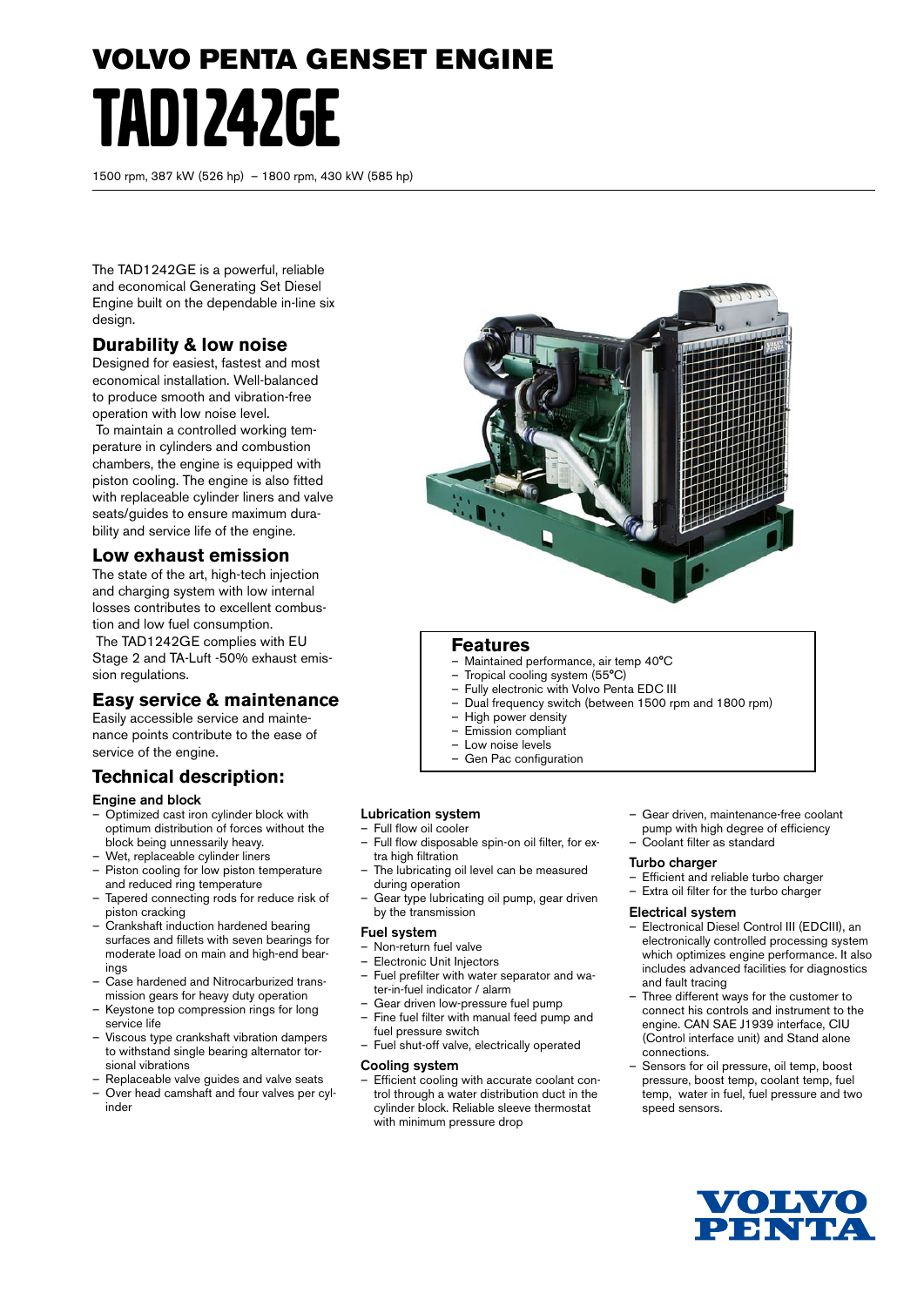# VOLVO PENTA GENSET ENGINE

# TAD1242GE

1500 rpm, 387 kW (526 hp) – 1800 rpm, 430 kW (585 hp)

The TAD1242GE is a powerful, reliable and economical Generating Set Diesel Engine built on the dependable in-line six design.

## Durability & low noise

Designed for easiest, fastest and most economical installation. Well-balanced to produce smooth and vibration-free operation with low noise level.

To maintain a controlled working temperature in cylinders and combustion chambers, the engine is equipped with piston cooling. The engine is also fitted with replaceable cylinder liners and valve seats/guides to ensure maximum durability and service life of the engine.

## Low exhaust emission

The state of the art, high-tech injection and charging system with low internal losses contributes to excellent combustion and low fuel consumption.

The TAD1242GE complies with EU Stage 2 and TA-Luft -50% exhaust emission regulations.

## Easy service & maintenance

Easily accessible service and maintenance points contribute to the ease of service of the engine.

## Features

- Maintained performance, air temp 40°C
- Tropical cooling system (55°C)
- Fully electronic with Volvo Penta EDC III
- Dual frequency switch (between 1500 rpm and 1800 rpm)
- High power density
- Emission compliant
- Low noise levels
- Gen Pac configuration

## Technical description:

### Engine and block

- Optimized cast iron cylinder block with optimum distribution of forces without the block being unnessarily heavy.
- Wet, replaceable cylinder liners
- Piston cooling for low piston temperature and reduced ring temperature
- Tapered connecting rods for reduce risk of piston cracking
- Crankshaft induction hardened bearing surfaces and fillets with seven bearings for moderate load on main and high-end bearings
- Case hardened and Nitrocarburized transmission gears for heavy duty operation
- Keystone top compression rings for long service life
- Viscous type crankshaft vibration dampers to withstand single bearing alternator torsional vibrations
- Replaceable valve guides and valve seats
- Over head camshaft and four valves per cylinder

### Lubrication system

- Full flow oil cooler
- Full flow disposable spin-on oil filter, for extra high filtration
- The lubricating oil level can be measured during operation
- Gear type lubricating oil pump, gear driven by the transmission

### Fuel system

- Non-return fuel valve
- Electronic Unit Injectors
- Fuel prefilter with water separator and water-in-fuel indicator / alarm
- Gear driven low-pressure fuel pump
- Fine fuel filter with manual feed pump and fuel pressure switch
- Fuel shut-off valve, electrically operated

### Cooling system

- Efficient cooling with accurate coolant control through a water distribution duct in the cylinder block. Reliable sleeve thermostat with minimum pressure drop
- Gear driven, maintenance-free coolant pump with high degree of efficiency
- Coolant filter as standard

### Turbo charger

- Efficient and reliable turbo charger
- Extra oil filter for the turbo charger

### Electrical system

- Electronical Diesel Control III (EDCIII), an electronically controlled processing system which optimizes engine performance. It also includes advanced facilities for diagnostics and fault tracing
- Three different ways for the customer to connect his controls and instrument to the engine. CAN SAE J1939 interface, CIU (Control interface unit) and Stand alone connections.
- Sensors for oil pressure, oil temp, boost pressure, boost temp, coolant temp, fuel temp, water in fuel, fuel pressure and two speed sensors.

VOLVO PENTA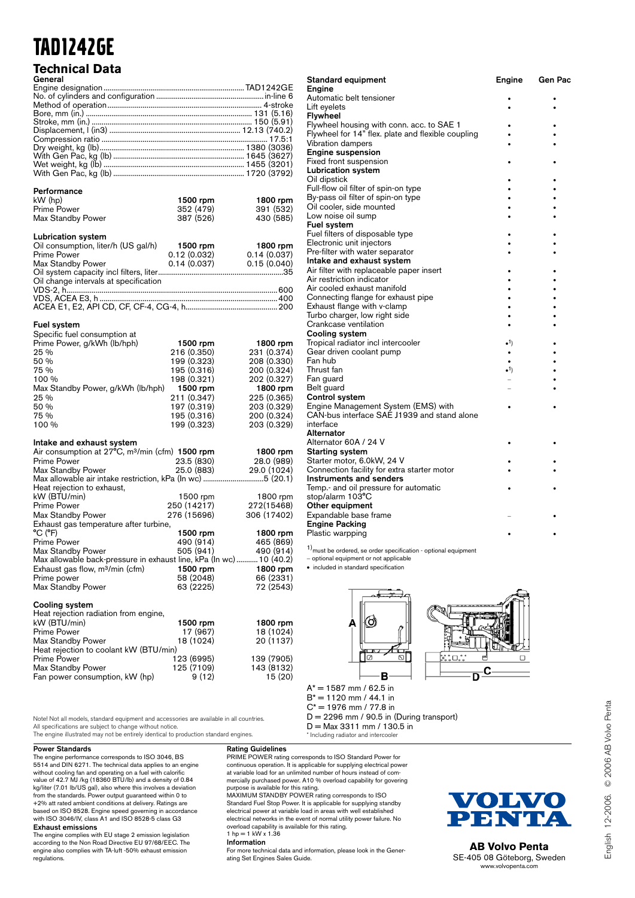# TAD1242GE

## Technical Data

### General

| | |
|---|---|
| Engine designation | TAD1242GE |
| No. of cylinders and configuration | in-line 6 |
| Method of operation | 4-stroke |
| Bore, mm (in.) | 131 (5.16) |
| Stroke, mm (in.) | 150 (5.91) |
| Displacement, l (in3) | 12.13 (740.2) |
| Compression ratio | 17.5:1 |
| Dry weight, kg (lb) | 1380 (3036) |
| With Gen Pac, kg (lb) | 1645 (3627) |
| Wet weight, kg (lb) | 1455 (3201) |
| With Gen Pac, kg (lb) | 1720 (3792) |

### Performance

| kW (hp) | 1500 rpm | 1800 rpm |
|---|---|---|
| Prime Power | 352 (479) | 391 (532) |
| Max Standby Power | 387 (526) | 430 (585) |

### Lubrication system

| Oil consumption, liter/h (US gal/h) | 1500 rpm | 1800 rpm |
|---|---|---|
| Prime Power | 0.12 (0.032) | 0.14 (0.037) |
| Max Standby Power | 0.14 (0.037) | 0.15 (0.040) |

Oil system capacity incl filters, liter ........ 35

Oil change intervals at specification

| | |
|---|---|
| VDS-2, h | 600 |
| VDS, ACEA E3, h | 400 |
| ACEA E1, E2, API CD, CF, CF-4, CG-4, h | 200 |

### Fuel system

| Specific fuel consumption at Prime Power, g/kWh (lb/hph) | 1500 rpm | 1800 rpm |
|---|---|---|
| 25 % | 216 (0.350) | 231 (0.374) |
| 50 % | 199 (0.323) | 208 (0.330) |
| 75 % | 195 (0.316) | 200 (0.324) |
| 100 % | 198 (0.321) | 202 (0.327) |
| **Max Standby Power, g/kWh (lb/hph)** | **1500 rpm** | **1800 rpm** |
| 25 % | 211 (0.347) | 225 (0.365) |
| 50 % | 197 (0.319) | 203 (0.329) |
| 75 % | 195 (0.316) | 200 (0.324) |
| 100 % | 199 (0.323) | 203 (0.329) |

### Intake and exhaust system

| Air consumption at 27°C, m³/min (cfm) | 1500 rpm | 1800 rpm |
|---|---|---|
| Prime Power | 23.5 (830) | 28.0 (989) |
| Max Standby Power | 25.0 (883) | 29.0 (1024) |

Max allowable air intake restriction, kPa (In wc) ........ 5 (20.1)

| Heat rejection to exhaust, kW (BTU/min) | 1500 rpm | 1800 rpm |
|---|---|---|
| Prime Power | 250 (14217) | 272(15468) |
| Max Standby Power | 276 (15696) | 306 (17402) |

| Exhaust gas temperature after turbine, °C (°F) | 1500 rpm | 1800 rpm |
|---|---|---|
| Prime Power | 490 (914) | 465 (869) |
| Max Standby Power | 505 (941) | 490 (914) |

Max allowable back-pressure in exhaust line, kPa (In wc) ........ 10 (40.2)

| Exhaust gas flow, m³/min (cfm) | 1500 rpm | 1800 rpm |
|---|---|---|
| Prime power | 58 (2048) | 66 (2331) |
| Max Standby Power | 63 (2225) | 72 (2543) |

### Cooling system

| Heat rejection radiation from engine, kW (BTU/min) | 1500 rpm | 1800 rpm |
|---|---|---|
| Prime Power | 17 (967) | 18 (1024) |
| Max Standby Power | 18 (1024) | 20 (1137) |
| **Heat rejection to coolant kW (BTU/min)** | | |
| Prime Power | 123 (6995) | 139 (7905) |
| Max Standby Power | 125 (7109) | 143 (8132) |
| Fan power consumption, kW (hp) | 9 (12) | 15 (20) |

### Standard equipment

| Standard equipment | Engine | Gen Pac |
|---|---|---|
| **Engine** | | |
| Automatic belt tensioner | • | • |
| Lift eyelets | • | • |
| **Flywheel** | | |
| Flywheel housing with conn. acc. to SAE 1 | • | • |
| Flywheel for 14" flex. plate and flexible coupling | • | • |
| Vibration dampers | • | • |
| **Engine suspension** | | |
| Fixed front suspension | • | • |
| **Lubrication system** | | |
| Oil dipstick | • | • |
| Full-flow oil filter of spin-on type | • | • |
| By-pass oil filter of spin-on type | • | • |
| Oil cooler, side mounted | • | • |
| Low noise oil sump | • | • |
| **Fuel system** | | |
| Fuel filters of disposable type | • | • |
| Electronic unit injectors | • | • |
| Pre-filter with water separator | • | • |
| **Intake and exhaust system** | | |
| Air filter with replaceable paper insert | • | • |
| Air restriction indicator | • | • |
| Air cooled exhaust manifold | • | • |
| Connecting flange for exhaust pipe | • | • |
| Exhaust flange with v-clamp | • | • |
| Turbo charger, low right side | • | • |
| Crankcase ventilation | • | • |
| **Cooling system** | | |
| Tropical radiator incl intercooler | •1) | • |
| Gear driven coolant pump | • | • |
| Fan hub | • | • |
| Thrust fan | •1) | • |
| Fan guard | – | • |
| Belt guard | – | • |
| **Control system** | | |
| Engine Management System (EMS) with CAN-bus interface SAE J1939 and stand alone interface | • | • |
| **Alternator** | | |
| Alternator 60A / 24 V | • | • |
| **Starting system** | | |
| Starter motor, 6.0kW, 24 V | • | • |
| Connection facility for extra starter motor | • | • |
| **Instruments and senders** | | |
| Temp.- and oil pressure for automatic stop/alarm 103°C | • | • |
| **Other equipment** | | |
| Expandable base frame | – | • |
| **Engine Packing** | | |
| Plastic warpping | • | • |

1) must be ordered, se order specification - optional equipment
– optional equipment or not applicable
• included in standard specification

A
B
C
D

A* = 1587 mm / 62.5 in
B* = 1120 mm / 44.1 in
C* = 1976 mm / 77.8 in
D = 2296 mm / 90.5 in (During transport)
D = Max 3311 mm / 130.5 in
* Including radiator and intercooler

Note! Not all models, standard equipment and accessories are available in all countries.
All specifications are subject to change without notice.
The engine illustrated may not be entirely identical to production standard engines.

#### Power Standards

The engine performance corresponds to ISO 3046, BS 5514 and DIN 6271. The technical data applies to an engine without cooling fan and operating on a fuel with calorific value of 42.7 MJ /kg (18360 BTU/lb) and a density of 0.84 kg/liter (7.01 lb/US gal), also where this involves a deviation from the standards. Power output guaranteed within 0 to +2% att rated ambient conditions at delivery. Ratings are based on ISO 8528. Engine speed governing in accordance with ISO 3046/IV, class A1 and ISO 8528-5 class G3

#### Exhaust emissions

The engine complies with EU stage 2 emission legislation according to the Non Road Directive EU 97/68/EEC. The engine also complies with TA-luft -50% exhaust emission regulations.

#### Rating Guidelines

PRIME POWER rating corresponds to ISO Standard Power for continuous operation. It is applicable for supplying electrical power at variable load for an unlimited number of hours instead of commercially purchased power. A10 % overload capability for govering purpose is available for this rating.
MAXIMUM STANDBY POWER rating corresponds to ISO Standard Fuel Stop Power. It is applicable for supplying standby electrical power at variable load in areas with well established electrical networks in the event of normal utility power failure. No overload capability is available for this rating.
1 hp = 1 kW x 1.36

#### Information

For more technical data and information, please look in the Generating Set Engines Sales Guide.

VOLVO PENTA

**AB Volvo Penta**
SE-405 08 Göteborg, Sweden
www.volvopenta.com

English 12-2006. © 2006 AB Volvo Penta